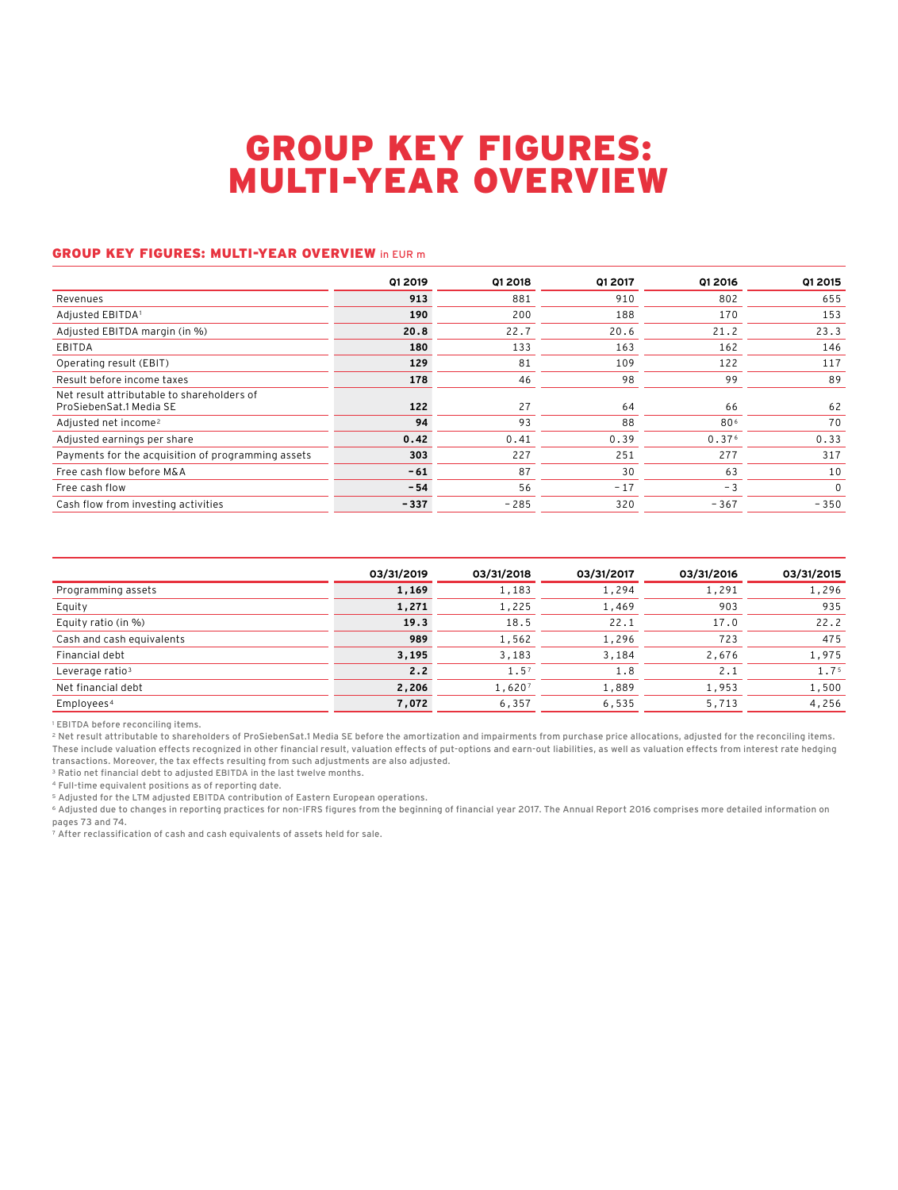# GROUP KEY FIGURES: MULTI-YEAR OVERVIEW

### GROUP KEY FIGURES: MULTI-YEAR OVERVIEW in EUR m

| | Q1 2019 | Q1 2018 | Q1 2017 | Q1 2016 | Q1 2015 |
|---|---|---|---|---|---|
| Revenues | **913** | 881 | 910 | 802 | 655 |
| Adjusted EBITDA[1] | **190** | 200 | 188 | 170 | 153 |
| Adjusted EBITDA margin (in %) | **20.8** | 22.7 | 20.6 | 21.2 | 23.3 |
| EBITDA | **180** | 133 | 163 | 162 | 146 |
| Operating result (EBIT) | **129** | 81 | 109 | 122 | 117 |
| Result before income taxes | **178** | 46 | 98 | 99 | 89 |
| Net result attributable to shareholders of ProSiebenSat.1 Media SE | **122** | 27 | 64 | 66 | 62 |
| Adjusted net income[2] | **94** | 93 | 88 | 80[6] | 70 |
| Adjusted earnings per share | **0.42** | 0.41 | 0.39 | 0.37[6] | 0.33 |
| Payments for the acquisition of programming assets | **303** | 227 | 251 | 277 | 317 |
| Free cash flow before M&A | **-61** | 87 | 30 | 63 | 10 |
| Free cash flow | **-54** | 56 | -17 | -3 | 0 |
| Cash flow from investing activities | **-337** | -285 | 320 | -367 | -350 |

| | 03/31/2019 | 03/31/2018 | 03/31/2017 | 03/31/2016 | 03/31/2015 |
|---|---|---|---|---|---|
| Programming assets | **1,169** | 1,183 | 1,294 | 1,291 | 1,296 |
| Equity | **1,271** | 1,225 | 1,469 | 903 | 935 |
| Equity ratio (in %) | **19.3** | 18.5 | 22.1 | 17.0 | 22.2 |
| Cash and cash equivalents | **989** | 1,562 | 1,296 | 723 | 475 |
| Financial debt | **3,195** | 3,183 | 3,184 | 2,676 | 1,975 |
| Leverage ratio[3] | **2.2** | 1.5[7] | 1.8 | 2.1 | 1.7[5] |
| Net financial debt | **2,206** | 1,620[7] | 1,889 | 1,953 | 1,500 |
| Employees[4] | **7,072** | 6,357 | 6,535 | 5,713 | 4,256 |

[1] EBITDA before reconciling items.
[2] Net result attributable to shareholders of ProSiebenSat.1 Media SE before the amortization and impairments from purchase price allocations, adjusted for the reconciling items. These include valuation effects recognized in other financial result, valuation effects of put-options and earn-out liabilities, as well as valuation effects from interest rate hedging transactions. Moreover, the tax effects resulting from such adjustments are also adjusted.
[3] Ratio net financial debt to adjusted EBITDA in the last twelve months.
[4] Full-time equivalent positions as of reporting date.
[5] Adjusted for the LTM adjusted EBITDA contribution of Eastern European operations.
[6] Adjusted due to changes in reporting practices for non-IFRS figures from the beginning of financial year 2017. The Annual Report 2016 comprises more detailed information on pages 73 and 74.
[7] After reclassification of cash and cash equivalents of assets held for sale.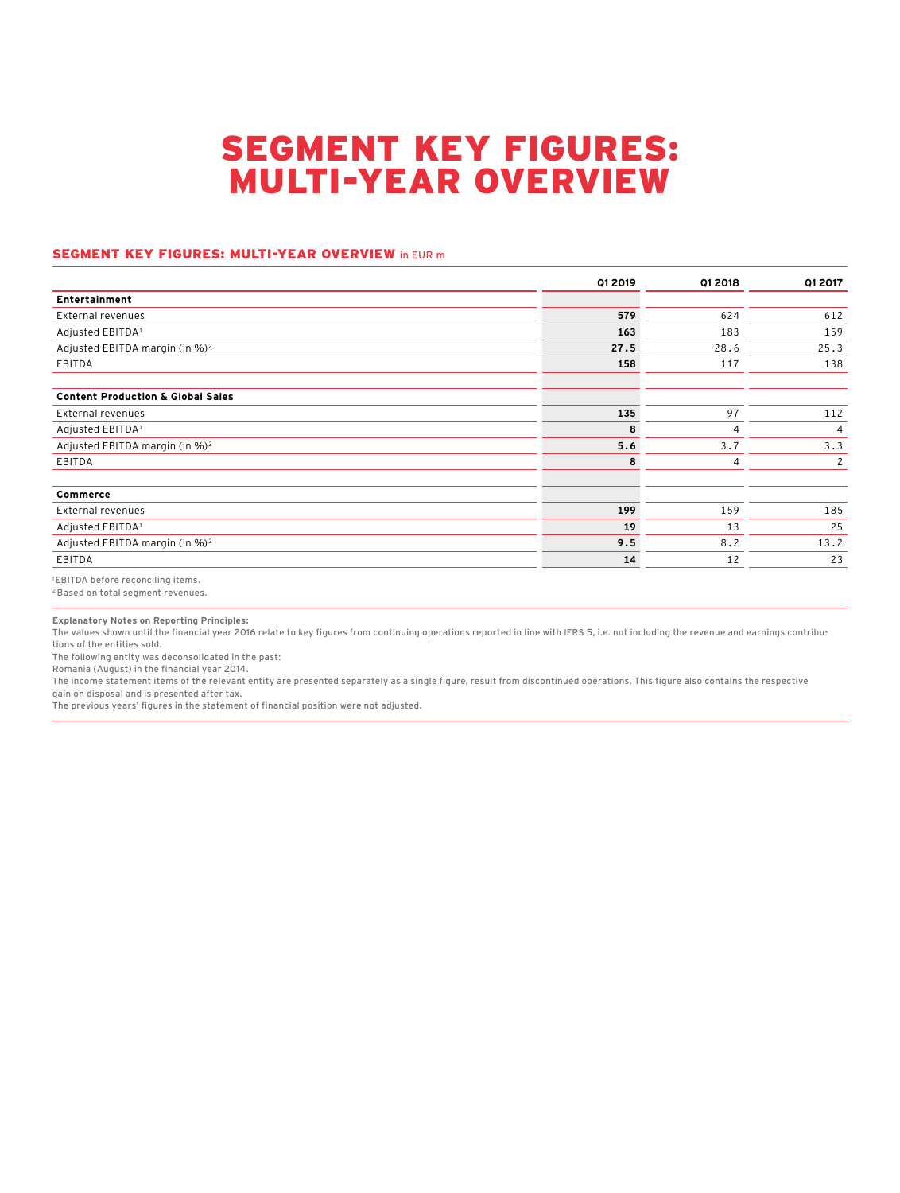# SEGMENT KEY FIGURES: MULTI-YEAR OVERVIEW

## SEGMENT KEY FIGURES: MULTI-YEAR OVERVIEW in EUR m

| | Q1 2019 | Q1 2018 | Q1 2017 |
|---|---|---|---|
| **Entertainment** | | | |
| External revenues | **579** | 624 | 612 |
| Adjusted EBITDA[1] | **163** | 183 | 159 |
| Adjusted EBITDA margin (in %)[2] | **27.5** | 28.6 | 25.3 |
| EBITDA | **158** | 117 | 138 |
| | | | |
| **Content Production & Global Sales** | | | |
| External revenues | **135** | 97 | 112 |
| Adjusted EBITDA[1] | **8** | 4 | 4 |
| Adjusted EBITDA margin (in %)[2] | **5.6** | 3.7 | 3.3 |
| EBITDA | **8** | 4 | 2 |
| | | | |
| **Commerce** | | | |
| External revenues | **199** | 159 | 185 |
| Adjusted EBITDA[1] | **19** | 13 | 25 |
| Adjusted EBITDA margin (in %)[2] | **9.5** | 8.2 | 13.2 |
| EBITDA | **14** | 12 | 23 |

[1] EBITDA before reconciling items.
[2] Based on total segment revenues.

**Explanatory Notes on Reporting Principles:**
The values shown until the financial year 2016 relate to key figures from continuing operations reported in line with IFRS 5, i.e. not including the revenue and earnings contributions of the entities sold.
The following entity was deconsolidated in the past:
Romania (August) in the financial year 2014.
The income statement items of the relevant entity are presented separately as a single figure, result from discontinued operations. This figure also contains the respective gain on disposal and is presented after tax.
The previous years' figures in the statement of financial position were not adjusted.